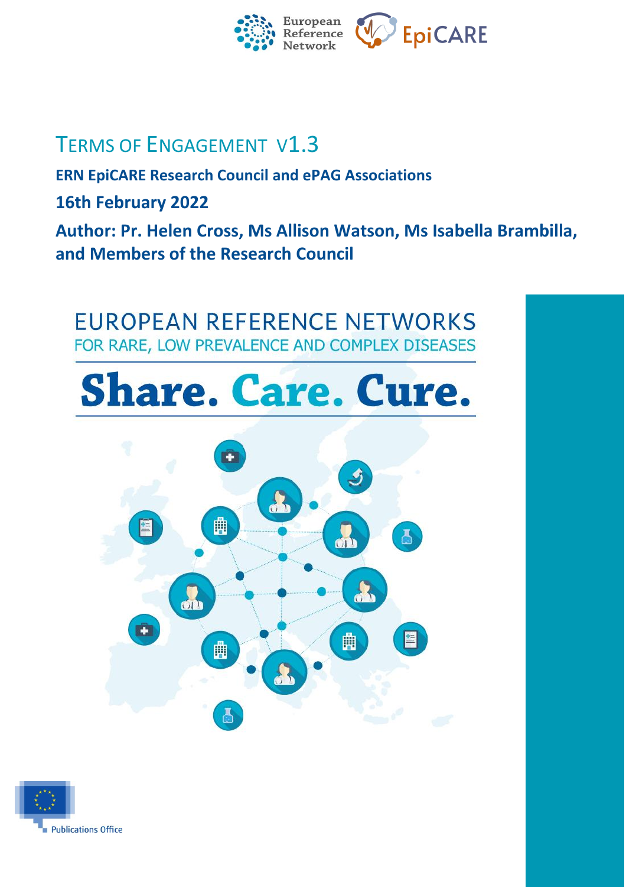European Reference Network EpiCARE

# TERMS OF ENGAGEMENT V1.3

**ERN EpiCARE Research Council and ePAG Associations**

**16th February 2022**

**Author: Pr. Helen Cross, Ms Allison Watson, Ms Isabella Brambilla, and Members of the Research Council**

EUROPEAN REFERENCE NETWORKS
FOR RARE, LOW PREVALENCE AND COMPLEX DISEASES

**Share. Care. Cure.**

Publications Office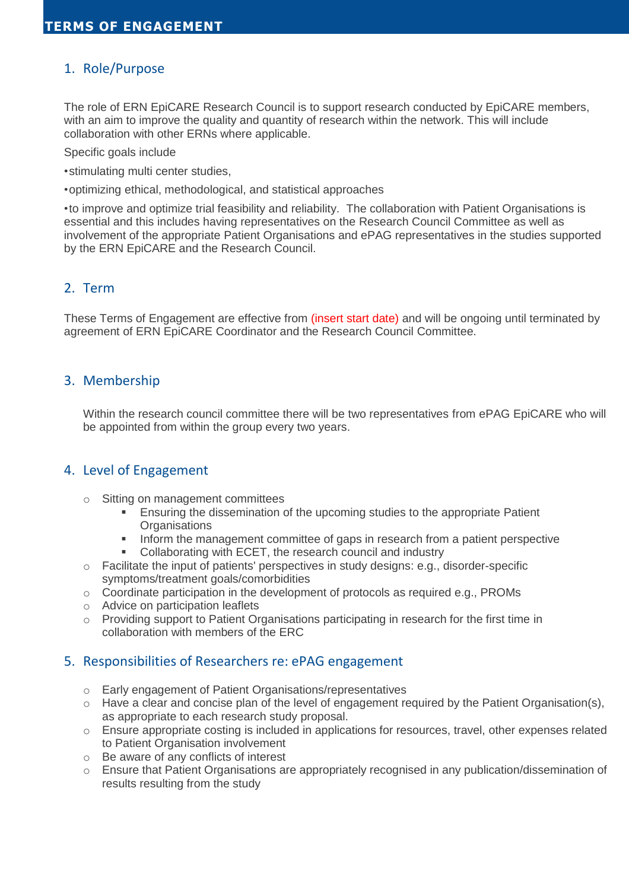# TERMS OF ENGAGEMENT

## 1. Role/Purpose

The role of ERN EpiCARE Research Council is to support research conducted by EpiCARE members, with an aim to improve the quality and quantity of research within the network. This will include collaboration with other ERNs where applicable.

Specific goals include

•stimulating multi center studies,

•optimizing ethical, methodological, and statistical approaches

•to improve and optimize trial feasibility and reliability. The collaboration with Patient Organisations is essential and this includes having representatives on the Research Council Committee as well as involvement of the appropriate Patient Organisations and ePAG representatives in the studies supported by the ERN EpiCARE and the Research Council.

## 2. Term

These Terms of Engagement are effective from (insert start date) and will be ongoing until terminated by agreement of ERN EpiCARE Coordinator and the Research Council Committee.

## 3. Membership

Within the research council committee there will be two representatives from ePAG EpiCARE who will be appointed from within the group every two years.

## 4. Level of Engagement

- Sitting on management committees
  - Ensuring the dissemination of the upcoming studies to the appropriate Patient Organisations
  - Inform the management committee of gaps in research from a patient perspective
  - Collaborating with ECET, the research council and industry
- Facilitate the input of patients' perspectives in study designs: e.g., disorder-specific symptoms/treatment goals/comorbidities
- Coordinate participation in the development of protocols as required e.g., PROMs
- Advice on participation leaflets
- Providing support to Patient Organisations participating in research for the first time in collaboration with members of the ERC

## 5. Responsibilities of Researchers re: ePAG engagement

- Early engagement of Patient Organisations/representatives
- Have a clear and concise plan of the level of engagement required by the Patient Organisation(s), as appropriate to each research study proposal.
- Ensure appropriate costing is included in applications for resources, travel, other expenses related to Patient Organisation involvement
- Be aware of any conflicts of interest
- Ensure that Patient Organisations are appropriately recognised in any publication/dissemination of results resulting from the study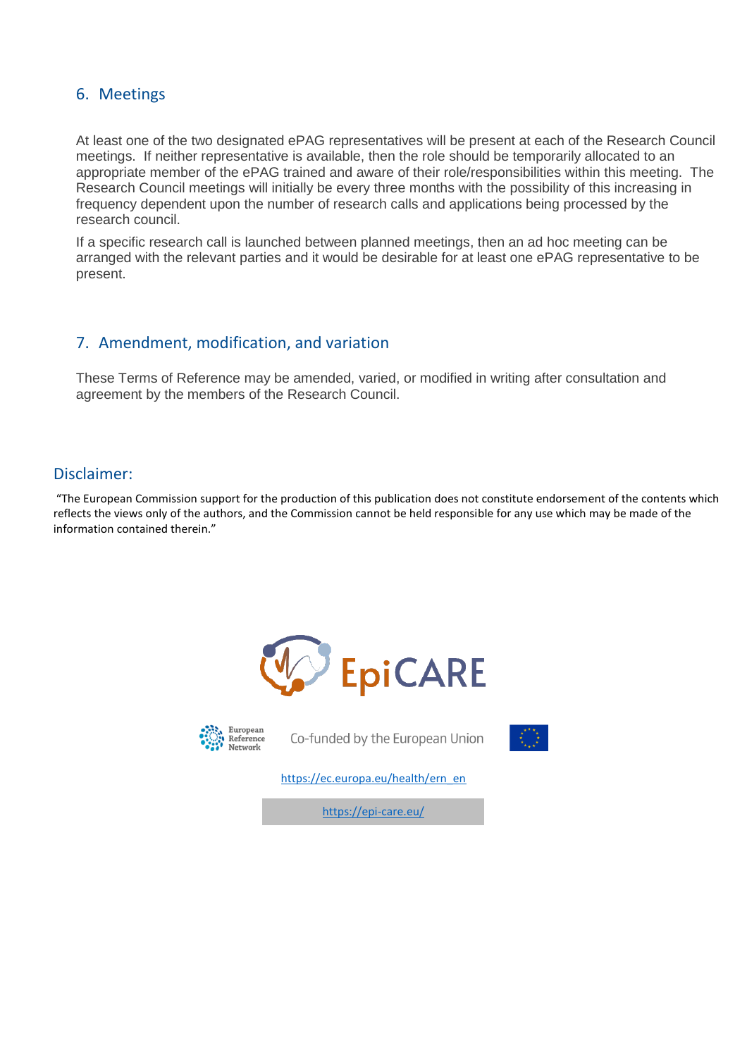## 6. Meetings

At least one of the two designated ePAG representatives will be present at each of the Research Council meetings. If neither representative is available, then the role should be temporarily allocated to an appropriate member of the ePAG trained and aware of their role/responsibilities within this meeting. The Research Council meetings will initially be every three months with the possibility of this increasing in frequency dependent upon the number of research calls and applications being processed by the research council.

If a specific research call is launched between planned meetings, then an ad hoc meeting can be arranged with the relevant parties and it would be desirable for at least one ePAG representative to be present.

## 7. Amendment, modification, and variation

These Terms of Reference may be amended, varied, or modified in writing after consultation and agreement by the members of the Research Council.

## Disclaimer:

"The European Commission support for the production of this publication does not constitute endorsement of the contents which reflects the views only of the authors, and the Commission cannot be held responsible for any use which may be made of the information contained therein."

EpiCARE

European Reference Network

Co-funded by the European Union

https://ec.europa.eu/health/ern_en

https://epi-care.eu/